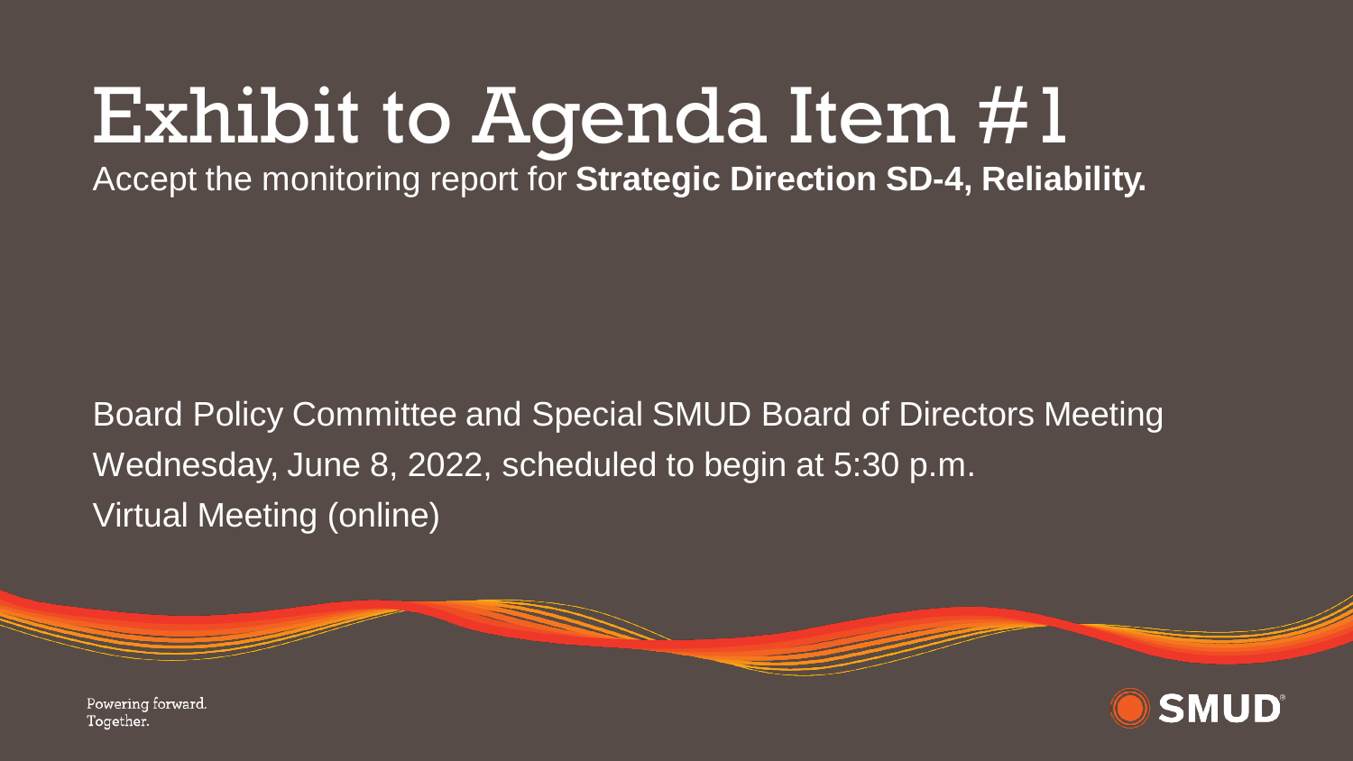# Exhibit to Agenda Item #1

Accept the monitoring report for **Strategic Direction SD-4, Reliability.**

Board Policy Committee and Special SMUD Board of Directors Meeting

Wednesday, June 8, 2022, scheduled to begin at 5:30 p.m.

Virtual Meeting (online)

Powering forward.
Together.

SMUD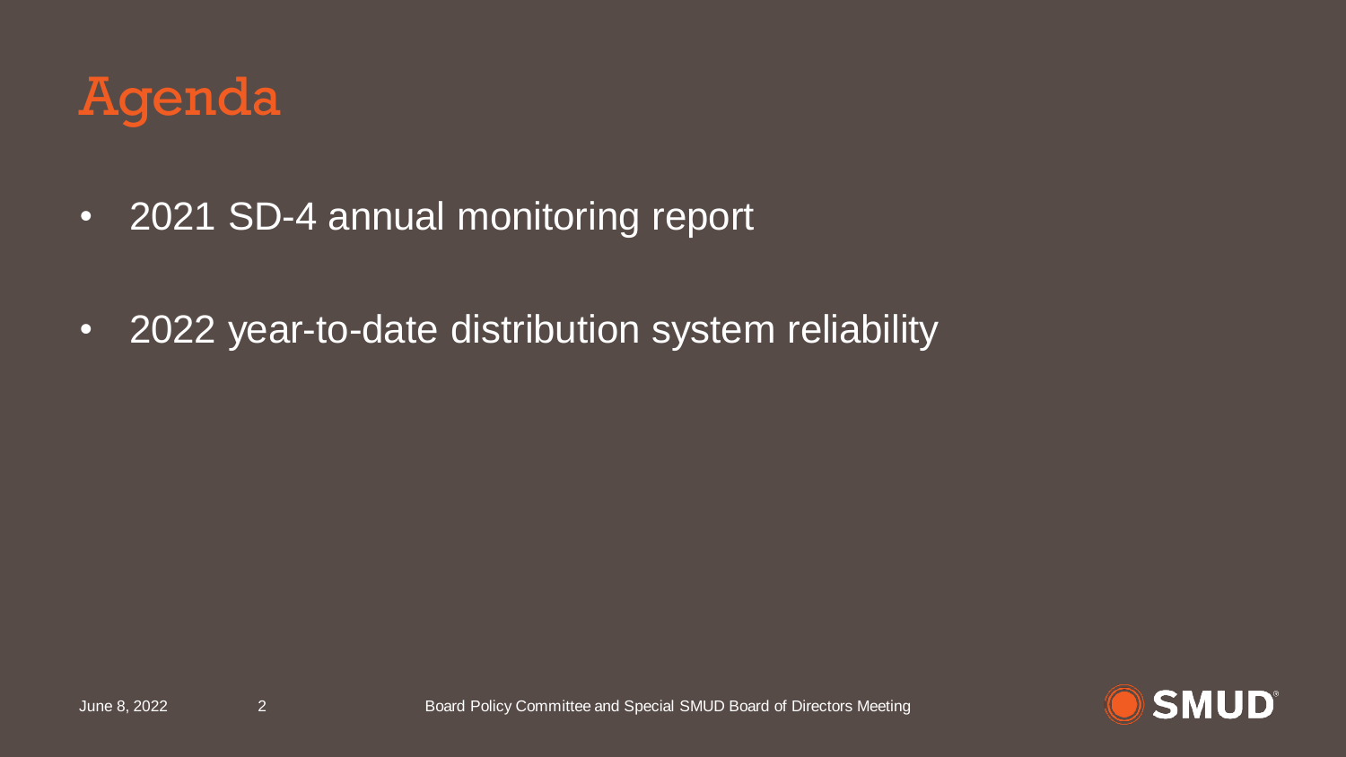# Agenda

- 2021 SD-4 annual monitoring report
- 2022 year-to-date distribution system reliability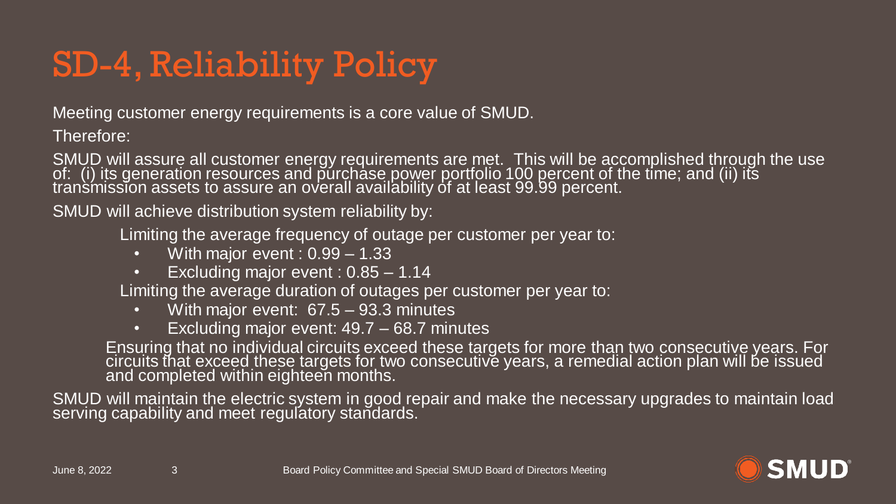# SD-4, Reliability Policy

Meeting customer energy requirements is a core value of SMUD.

Therefore:

SMUD will assure all customer energy requirements are met. This will be accomplished through the use of: (i) its generation resources and purchase power portfolio 100 percent of the time; and (ii) its transmission assets to assure an overall availability of at least 99.99 percent.

SMUD will achieve distribution system reliability by:

Limiting the average frequency of outage per customer per year to:

- With major event : 0.99 – 1.33
- Excluding major event : 0.85 – 1.14

Limiting the average duration of outages per customer per year to:

- With major event: 67.5 – 93.3 minutes
- Excluding major event: 49.7 – 68.7 minutes

Ensuring that no individual circuits exceed these targets for more than two consecutive years. For circuits that exceed these targets for two consecutive years, a remedial action plan will be issued and completed within eighteen months.

SMUD will maintain the electric system in good repair and make the necessary upgrades to maintain load serving capability and meet regulatory standards.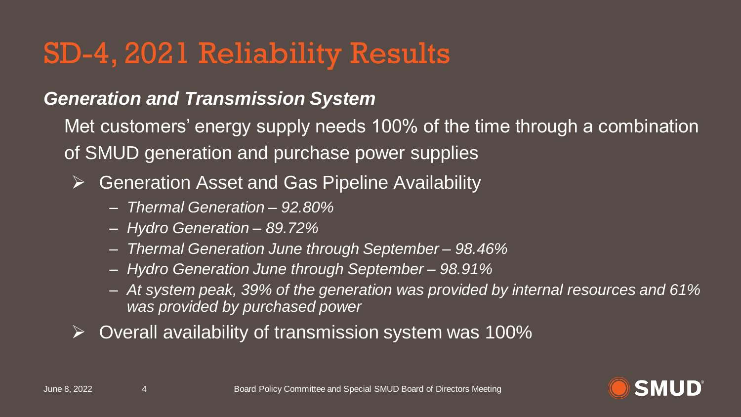# SD-4, 2021 Reliability Results

***Generation and Transmission System***

Met customers' energy supply needs 100% of the time through a combination of SMUD generation and purchase power supplies

- Generation Asset and Gas Pipeline Availability
  - *Thermal Generation – 92.80%*
  - *Hydro Generation – 89.72%*
  - *Thermal Generation June through September – 98.46%*
  - *Hydro Generation June through September – 98.91%*
  - *At system peak, 39% of the generation was provided by internal resources and 61% was provided by purchased power*
- Overall availability of transmission system was 100%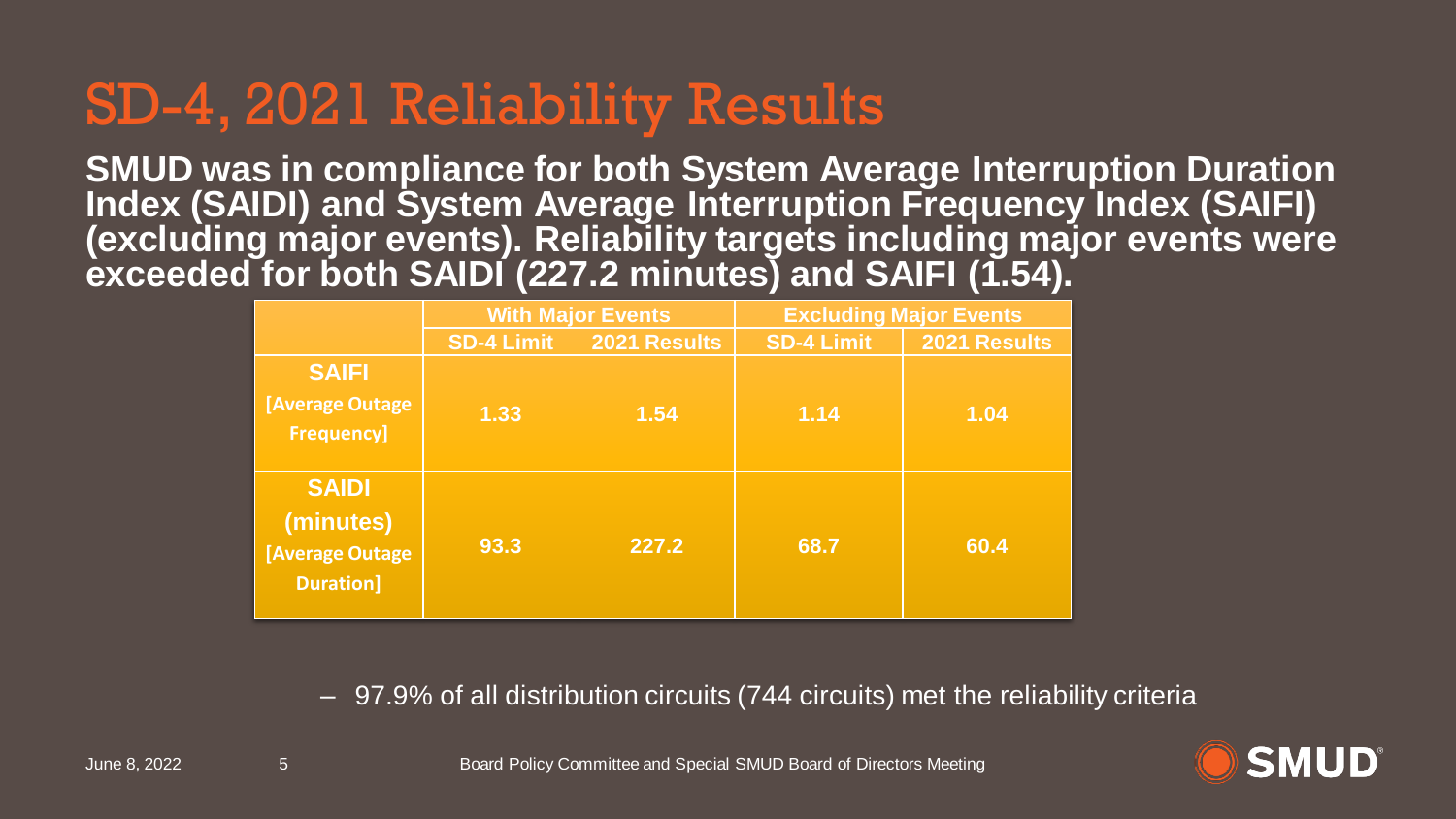# SD-4, 2021 Reliability Results

**SMUD was in compliance for both System Average Interruption Duration Index (SAIDI) and System Average Interruption Frequency Index (SAIFI) (excluding major events). Reliability targets including major events were exceeded for both SAIDI (227.2 minutes) and SAIFI (1.54).**

| | With Major Events | | Excluding Major Events | |
|---|---|---|---|---|
| | SD-4 Limit | 2021 Results | SD-4 Limit | 2021 Results |
| **SAIFI** [Average Outage Frequency] | 1.33 | 1.54 | 1.14 | 1.04 |
| **SAIDI** (minutes) [Average Outage Duration] | 93.3 | 227.2 | 68.7 | 60.4 |

– 97.9% of all distribution circuits (744 circuits) met the reliability criteria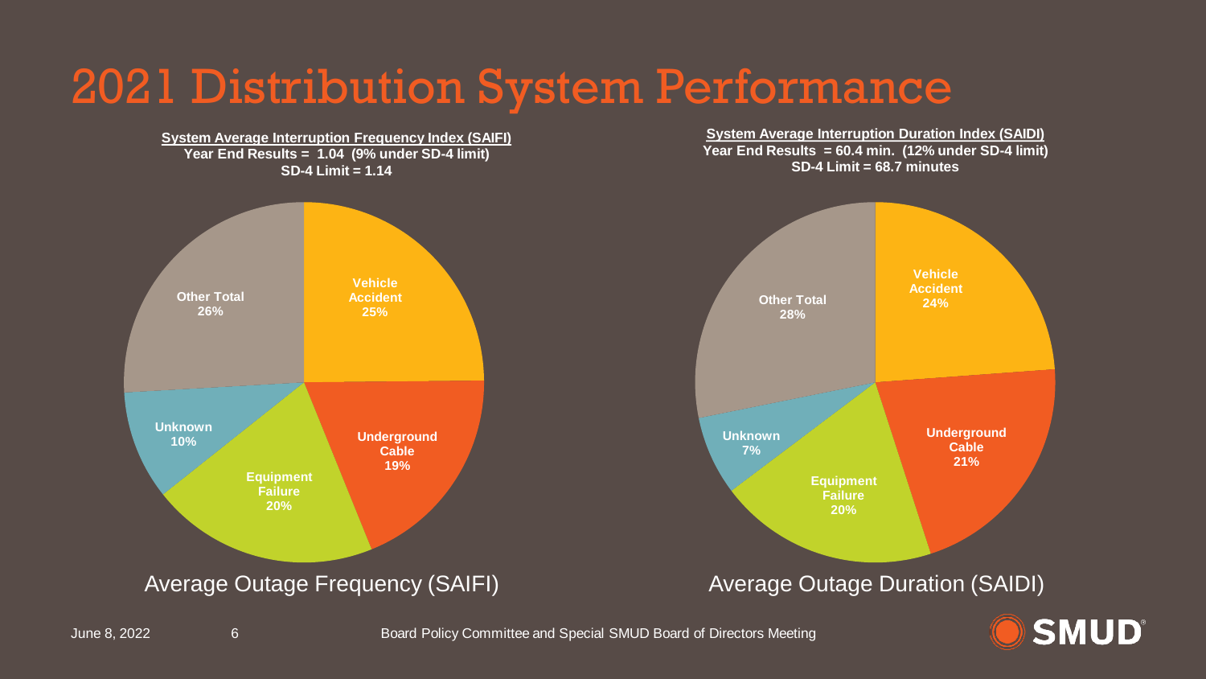# 2021 Distribution System Performance

**System Average Interruption Frequency Index (SAIFI)**
**Year End Results = 1.04 (9% under SD-4 limit)**
**SD-4 Limit = 1.14**

| Cause | Share |
|---|---|
| Vehicle Accident | 25% |
| Underground Cable | 19% |
| Equipment Failure | 20% |
| Unknown | 10% |
| Other Total | 26% |

Average Outage Frequency (SAIFI)

**System Average Interruption Duration Index (SAIDI)**
**Year End Results = 60.4 min. (12% under SD-4 limit)**
**SD-4 Limit = 68.7 minutes**

| Cause | Share |
|---|---|
| Vehicle Accident | 24% |
| Underground Cable | 21% |
| Equipment Failure | 20% |
| Unknown | 7% |
| Other Total | 28% |

Average Outage Duration (SAIDI)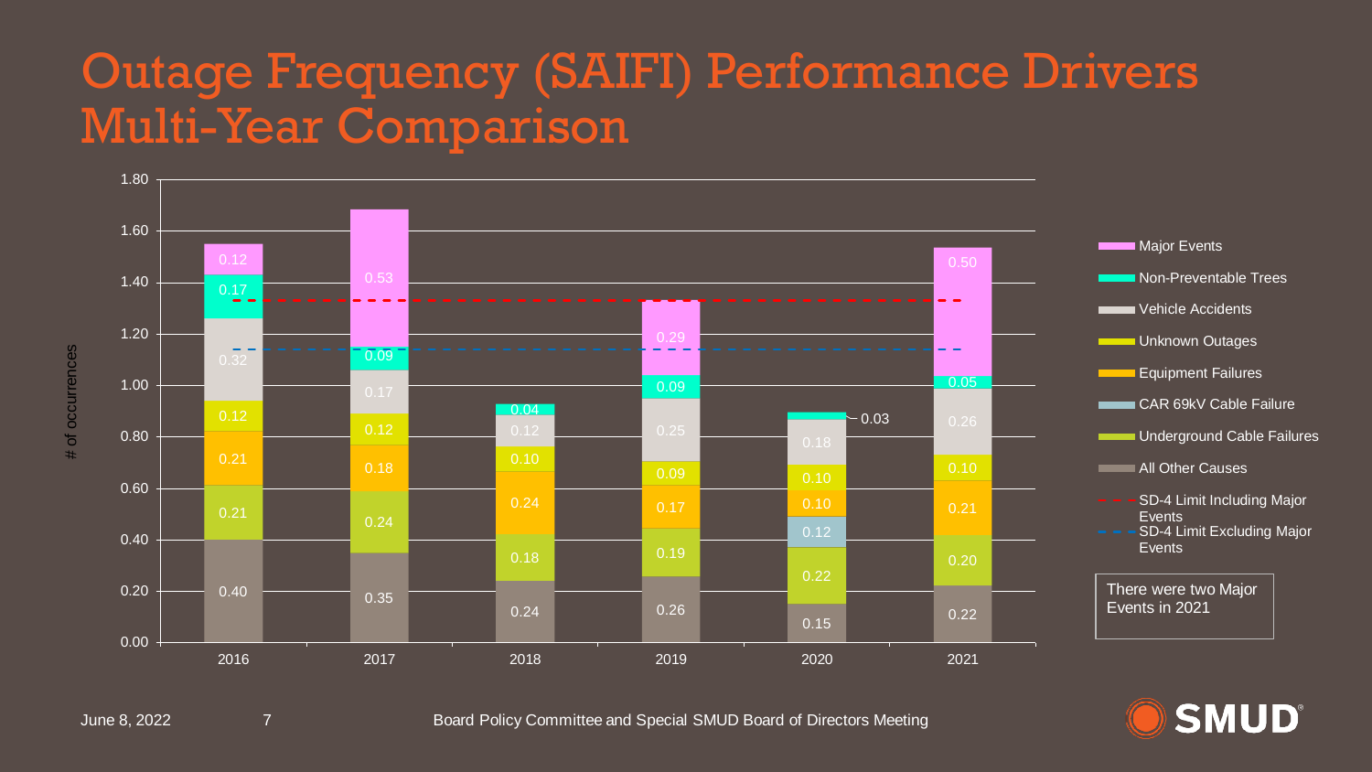# Outage Frequency (SAIFI) Performance Drivers Multi-Year Comparison

| Category | 2016 | 2017 | 2018 | 2019 | 2020 | 2021 |
|---|---|---|---|---|---|---|
| Major Events | 0.12 | 0.53 | | 0.29 | | 0.50 |
| Non-Preventable Trees | 0.17 | 0.09 | 0.04 | 0.09 | 0.03 | 0.05 |
| Vehicle Accidents | 0.32 | 0.17 | 0.12 | 0.25 | 0.18 | 0.26 |
| Unknown Outages | 0.12 | 0.12 | 0.10 | 0.09 | 0.10 | 0.10 |
| Equipment Failures | 0.21 | 0.18 | 0.24 | 0.17 | 0.10 | 0.21 |
| CAR 69kV Cable Failure | | | | | 0.12 | |
| Underground Cable Failures | 0.21 | 0.24 | 0.18 | 0.19 | 0.22 | 0.20 |
| All Other Causes | 0.40 | 0.35 | 0.24 | 0.26 | 0.15 | 0.22 |

Y-axis: # of occurrences (0.00 – 1.80)

- SD-4 Limit Including Major Events
- SD-4 Limit Excluding Major Events

There were two Major Events in 2021

June 8, 2022 — Board Policy Committee and Special SMUD Board of Directors Meeting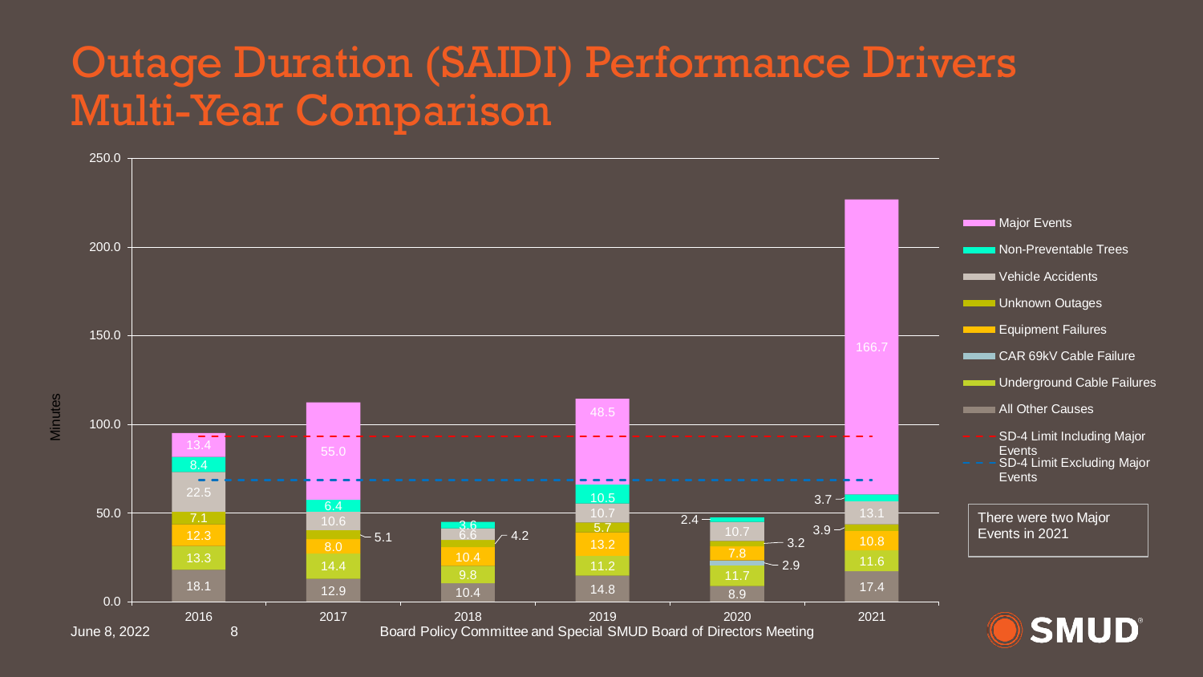# Outage Duration (SAIDI) Performance Drivers Multi-Year Comparison

| Category | 2016 | 2017 | 2018 | 2019 | 2020 | 2021 |
|---|---|---|---|---|---|---|
| Major Events | 13.4 | 55.0 | | 48.5 | | 166.7 |
| Non-Preventable Trees | 8.4 | 6.4 | 3.6 | 10.5 | 2.4 | 3.7 |
| Vehicle Accidents | 22.5 | 10.6 | 6.6 | 10.7 | 10.7 | 13.1 |
| Unknown Outages | 7.1 | 5.1 | 4.2 | 5.7 | 3.2 | 3.9 |
| Equipment Failures | 12.3 | 8.0 | 10.4 | 13.2 | 7.8 | 10.8 |
| CAR 69kV Cable Failure | | | | | 2.9 | |
| Underground Cable Failures | 13.3 | 14.4 | 9.8 | 11.2 | 11.7 | 11.6 |
| All Other Causes | 18.1 | 12.9 | 10.4 | 14.8 | 8.9 | 17.4 |

Y-axis: Minutes (0.0 – 250.0)

- SD-4 Limit Including Major Events
- SD-4 Limit Excluding Major Events

There were two Major Events in 2021

June 8, 2022 Board Policy Committee and Special SMUD Board of Directors Meeting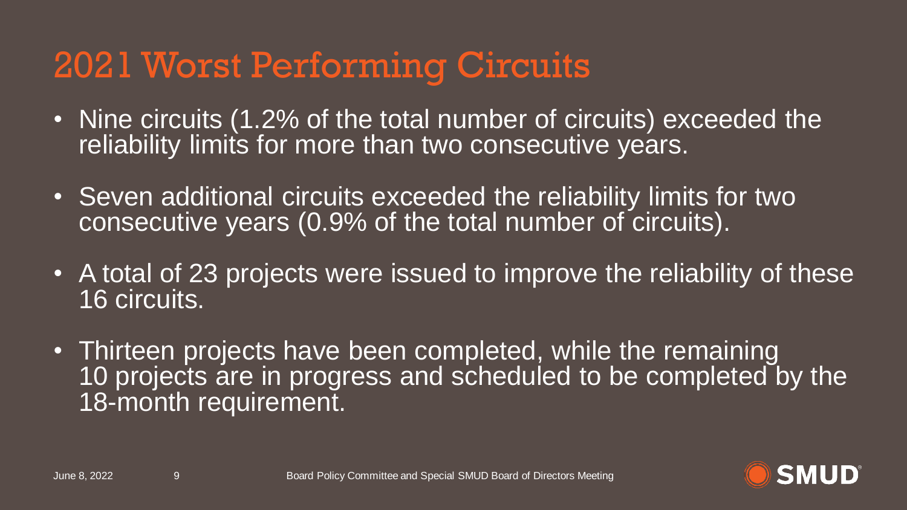# 2021 Worst Performing Circuits

- Nine circuits (1.2% of the total number of circuits) exceeded the reliability limits for more than two consecutive years.
- Seven additional circuits exceeded the reliability limits for two consecutive years (0.9% of the total number of circuits).
- A total of 23 projects were issued to improve the reliability of these 16 circuits.
- Thirteen projects have been completed, while the remaining 10 projects are in progress and scheduled to be completed by the 18-month requirement.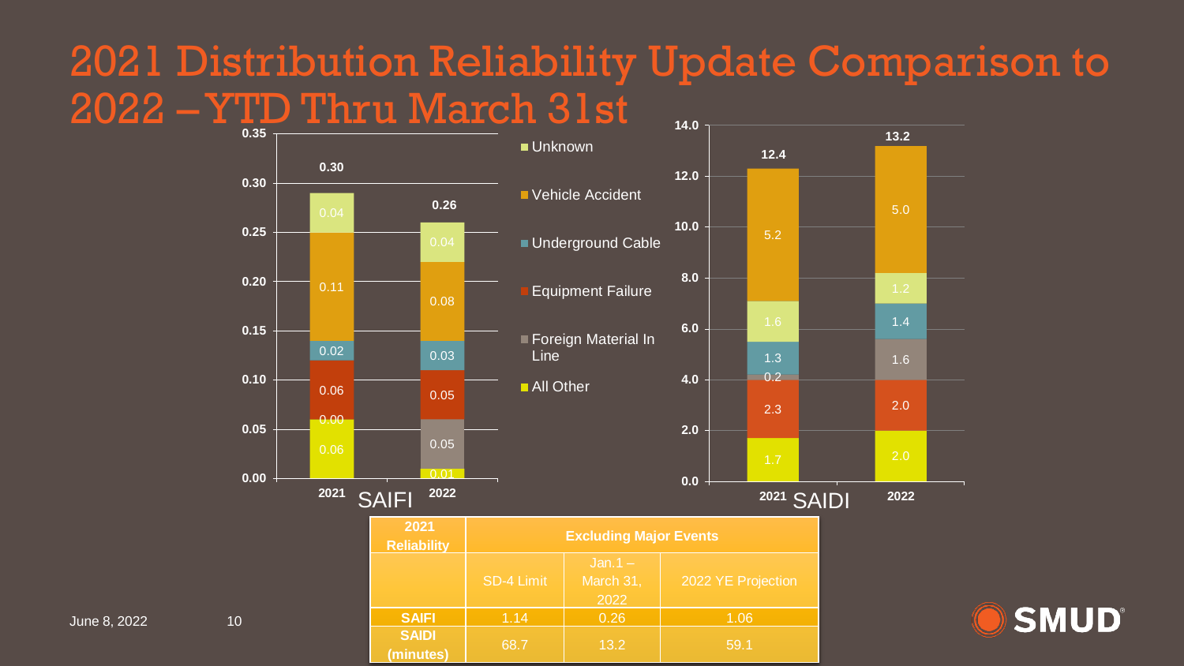# 2021 Distribution Reliability Update Comparison to 2022 – YTD Thru March 31st

**SAIFI**

| Cause | 2021 | 2022 |
|---|---|---|
| Unknown | 0.04 | 0.04 |
| Vehicle Accident | 0.11 | 0.08 |
| Underground Cable | 0.02 | 0.03 |
| Equipment Failure | 0.06 | 0.05 |
| Foreign Material In Line | 0.00 | 0.05 |
| All Other | 0.06 | 0.01 |
| **Total** | **0.30** | **0.26** |

**SAIDI**

| Cause | 2021 | 2022 |
|---|---|---|
| Vehicle Accident | 5.2 | 5.0 |
| Unknown | 1.6 | 1.2 |
| Underground Cable | 1.3 | 1.4 |
| Foreign Material In Line | 0.2 | 1.6 |
| Equipment Failure | 2.3 | 2.0 |
| All Other | 1.7 | 2.0 |
| **Total** | **12.4** | **13.2** |

| 2021 Reliability | Excluding Major Events | | |
|---|---|---|---|
| | SD-4 Limit | Jan.1 – March 31, 2022 | 2022 YE Projection |
| **SAIFI** | 1.14 | 0.26 | 1.06 |
| **SAIDI (minutes)** | 68.7 | 13.2 | 59.1 |

June 8, 2022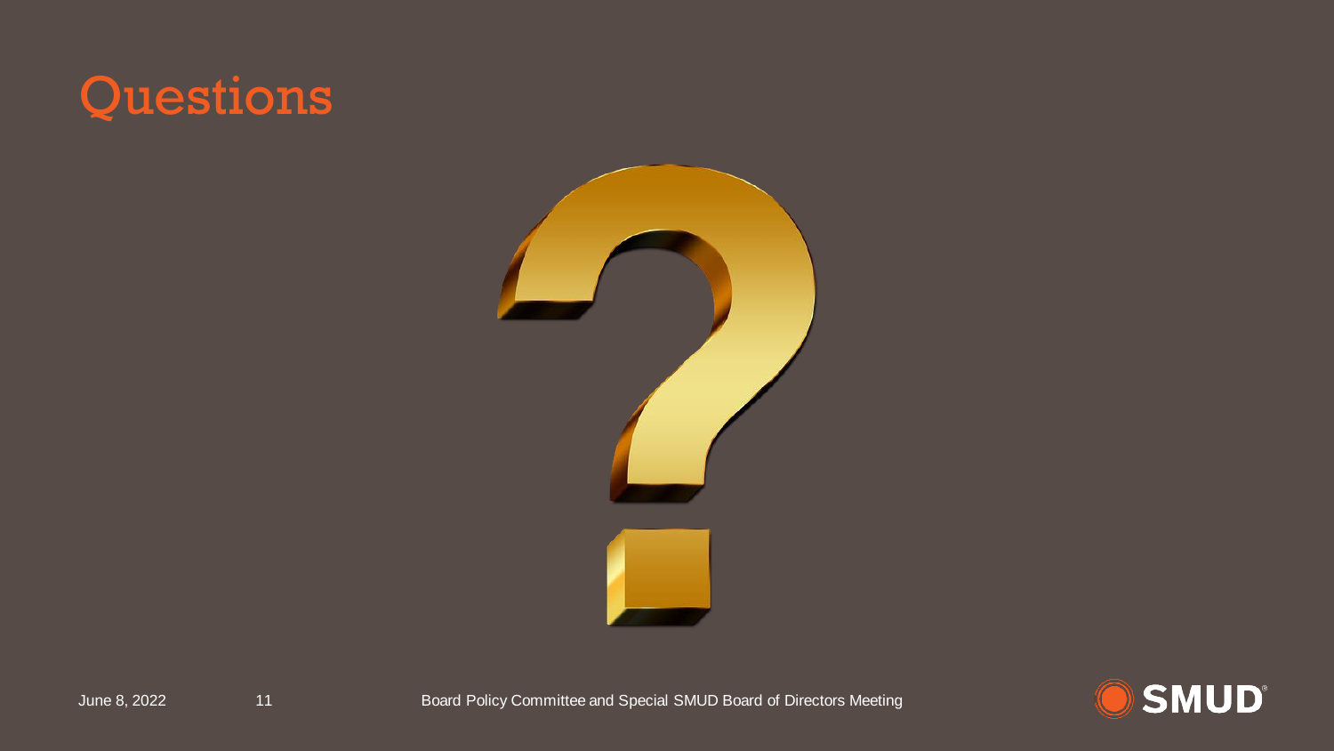# Questions